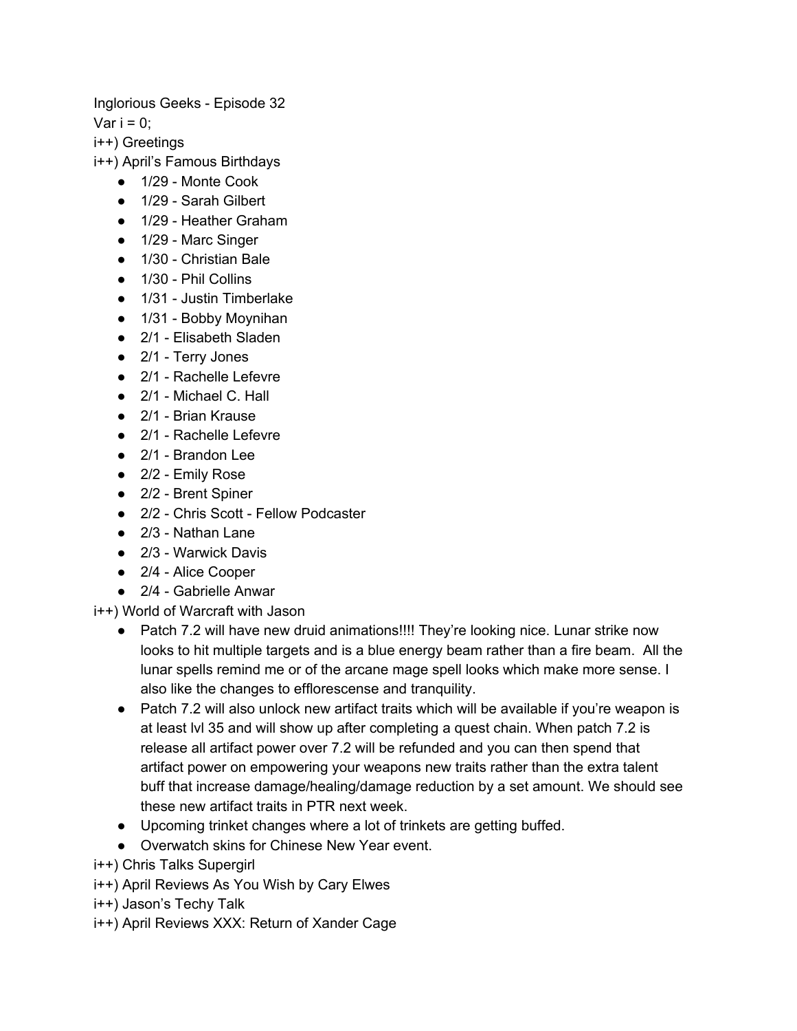Inglorious Geeks - Episode 32

Var i = 0;

i++) Greetings

i++) April's Famous Birthdays

- 1/29 - Monte Cook
- 1/29 - Sarah Gilbert
- 1/29 - Heather Graham
- 1/29 - Marc Singer
- 1/30 - Christian Bale
- 1/30 - Phil Collins
- 1/31 - Justin Timberlake
- 1/31 - Bobby Moynihan
- 2/1 - Elisabeth Sladen
- 2/1 - Terry Jones
- 2/1 - Rachelle Lefevre
- 2/1 - Michael C. Hall
- 2/1 - Brian Krause
- 2/1 - Rachelle Lefevre
- 2/1 - Brandon Lee
- 2/2 - Emily Rose
- 2/2 - Brent Spiner
- 2/2 - Chris Scott - Fellow Podcaster
- 2/3 - Nathan Lane
- 2/3 - Warwick Davis
- 2/4 - Alice Cooper
- 2/4 - Gabrielle Anwar

i++) World of Warcraft with Jason

- Patch 7.2 will have new druid animations!!!! They're looking nice. Lunar strike now looks to hit multiple targets and is a blue energy beam rather than a fire beam. All the lunar spells remind me or of the arcane mage spell looks which make more sense. I also like the changes to efflorescense and tranquility.
- Patch 7.2 will also unlock new artifact traits which will be available if you're weapon is at least lvl 35 and will show up after completing a quest chain. When patch 7.2 is release all artifact power over 7.2 will be refunded and you can then spend that artifact power on empowering your weapons new traits rather than the extra talent buff that increase damage/healing/damage reduction by a set amount. We should see these new artifact traits in PTR next week.
- Upcoming trinket changes where a lot of trinkets are getting buffed.
- Overwatch skins for Chinese New Year event.

i++) Chris Talks Supergirl

i++) April Reviews As You Wish by Cary Elwes

i++) Jason's Techy Talk

i++) April Reviews XXX: Return of Xander Cage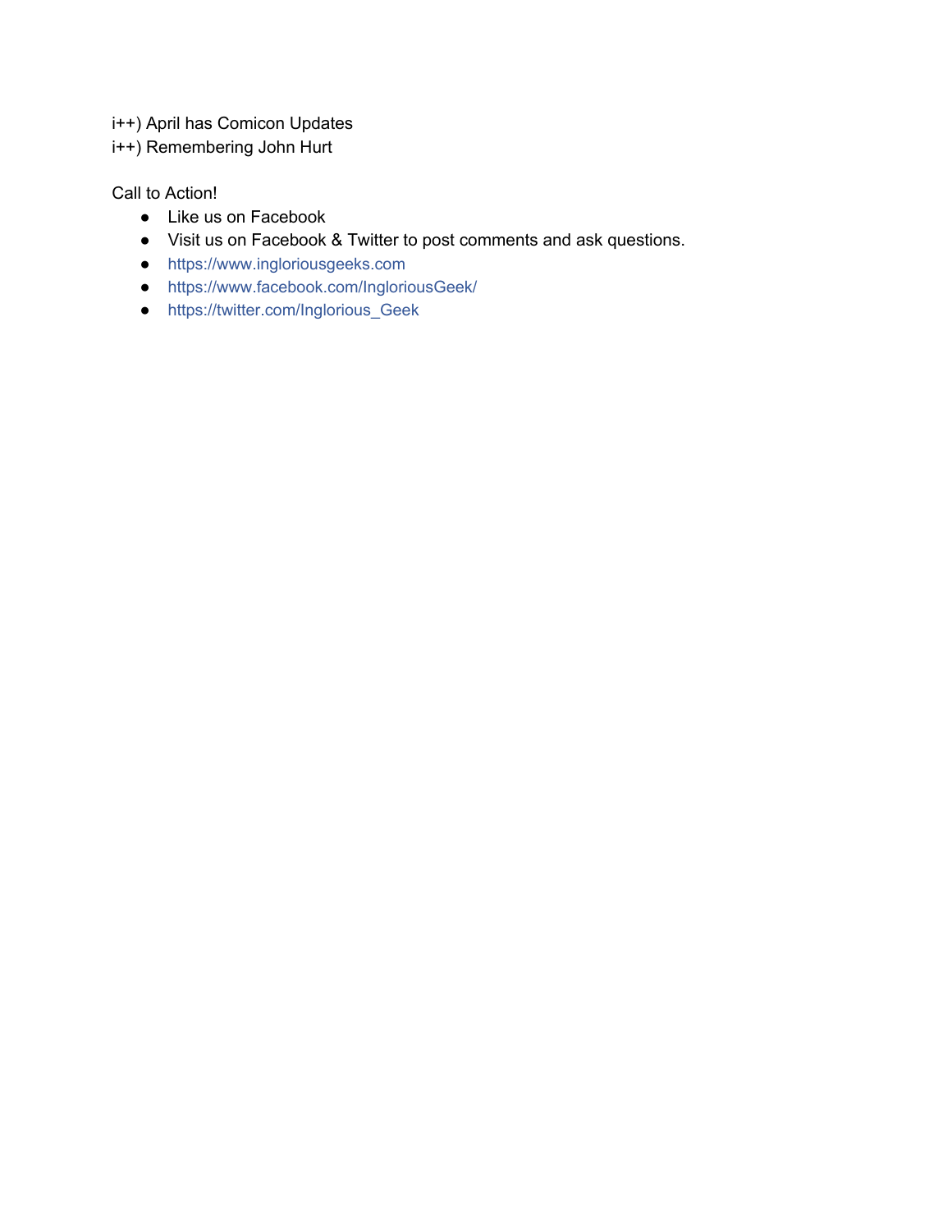i++) April has Comicon Updates
i++) Remembering John Hurt

Call to Action!

- Like us on Facebook
- Visit us on Facebook & Twitter to post comments and ask questions.
- https://www.ingloriousgeeks.com
- https://www.facebook.com/IngloriousGeek/
- https://twitter.com/Inglorious_Geek